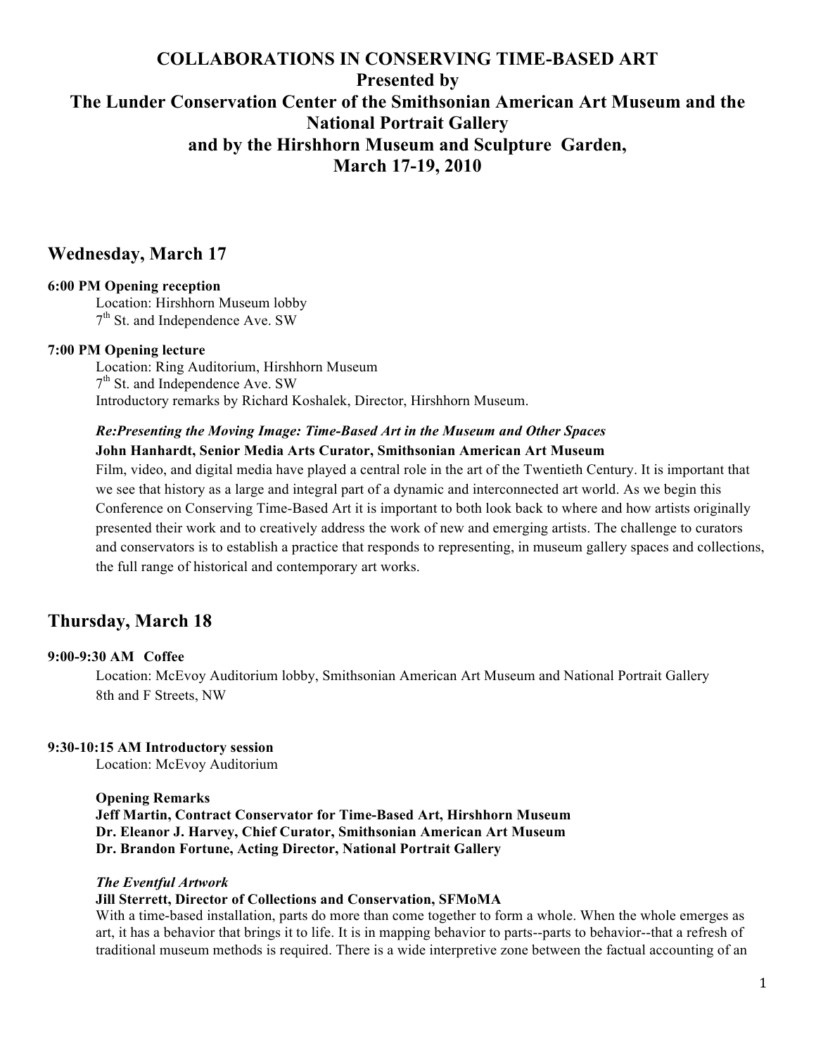# COLLABORATIONS IN CONSERVING TIME-BASED ART
**Presented by**
**The Lunder Conservation Center of the Smithsonian American Art Museum and the National Portrait Gallery**
**and by the Hirshhorn Museum and Sculpture Garden,**
**March 17-19, 2010**

## Wednesday, March 17

**6:00 PM Opening reception**

Location: Hirshhorn Museum lobby
7th St. and Independence Ave. SW

**7:00 PM Opening lecture**

Location: Ring Auditorium, Hirshhorn Museum
7th St. and Independence Ave. SW
Introductory remarks by Richard Koshalek, Director, Hirshhorn Museum.

***Re:Presenting the Moving Image: Time-Based Art in the Museum and Other Spaces***
**John Hanhardt, Senior Media Arts Curator, Smithsonian American Art Museum**
Film, video, and digital media have played a central role in the art of the Twentieth Century. It is important that we see that history as a large and integral part of a dynamic and interconnected art world. As we begin this Conference on Conserving Time-Based Art it is important to both look back to where and how artists originally presented their work and to creatively address the work of new and emerging artists. The challenge to curators and conservators is to establish a practice that responds to representing, in museum gallery spaces and collections, the full range of historical and contemporary art works.

## Thursday, March 18

**9:00-9:30 AM Coffee**

Location: McEvoy Auditorium lobby, Smithsonian American Art Museum and National Portrait Gallery
8th and F Streets, NW

**9:30-10:15 AM Introductory session**

Location: McEvoy Auditorium

**Opening Remarks**
**Jeff Martin, Contract Conservator for Time-Based Art, Hirshhorn Museum**
**Dr. Eleanor J. Harvey, Chief Curator, Smithsonian American Art Museum**
**Dr. Brandon Fortune, Acting Director, National Portrait Gallery**

***The Eventful Artwork***
**Jill Sterrett, Director of Collections and Conservation, SFMoMA**
With a time-based installation, parts do more than come together to form a whole. When the whole emerges as art, it has a behavior that brings it to life. It is in mapping behavior to parts--parts to behavior--that a refresh of traditional museum methods is required. There is a wide interpretive zone between the factual accounting of an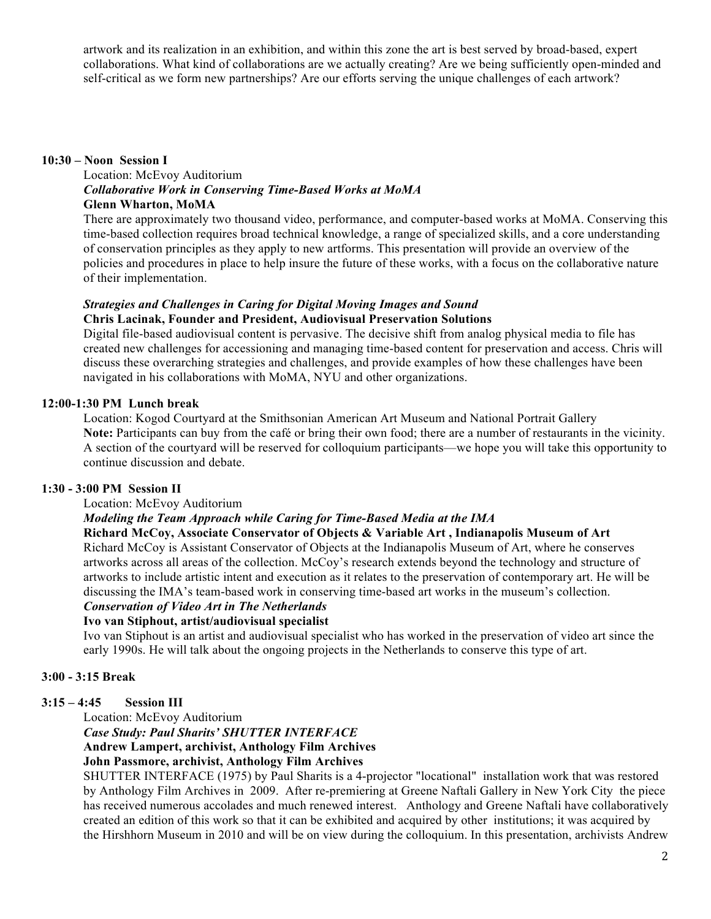artwork and its realization in an exhibition, and within this zone the art is best served by broad-based, expert collaborations. What kind of collaborations are we actually creating? Are we being sufficiently open-minded and self-critical as we form new partnerships? Are our efforts serving the unique challenges of each artwork?

**10:30 – Noon Session I**

Location: McEvoy Auditorium

***Collaborative Work in Conserving Time-Based Works at MoMA***

**Glenn Wharton, MoMA**

There are approximately two thousand video, performance, and computer-based works at MoMA. Conserving this time-based collection requires broad technical knowledge, a range of specialized skills, and a core understanding of conservation principles as they apply to new artforms. This presentation will provide an overview of the policies and procedures in place to help insure the future of these works, with a focus on the collaborative nature of their implementation.

***Strategies and Challenges in Caring for Digital Moving Images and Sound***

**Chris Lacinak, Founder and President, Audiovisual Preservation Solutions**

Digital file-based audiovisual content is pervasive. The decisive shift from analog physical media to file has created new challenges for accessioning and managing time-based content for preservation and access. Chris will discuss these overarching strategies and challenges, and provide examples of how these challenges have been navigated in his collaborations with MoMA, NYU and other organizations.

**12:00-1:30 PM Lunch break**

Location: Kogod Courtyard at the Smithsonian American Art Museum and National Portrait Gallery

**Note:** Participants can buy from the café or bring their own food; there are a number of restaurants in the vicinity. A section of the courtyard will be reserved for colloquium participants—we hope you will take this opportunity to continue discussion and debate.

**1:30 - 3:00 PM Session II**

Location: McEvoy Auditorium

***Modeling the Team Approach while Caring for Time-Based Media at the IMA***

**Richard McCoy, Associate Conservator of Objects & Variable Art , Indianapolis Museum of Art**

Richard McCoy is Assistant Conservator of Objects at the Indianapolis Museum of Art, where he conserves artworks across all areas of the collection. McCoy's research extends beyond the technology and structure of artworks to include artistic intent and execution as it relates to the preservation of contemporary art. He will be discussing the IMA's team-based work in conserving time-based art works in the museum's collection.

***Conservation of Video Art in The Netherlands***

**Ivo van Stiphout, artist/audiovisual specialist**

Ivo van Stiphout is an artist and audiovisual specialist who has worked in the preservation of video art since the early 1990s. He will talk about the ongoing projects in the Netherlands to conserve this type of art.

**3:00 - 3:15 Break**

**3:15 – 4:45 Session III**

Location: McEvoy Auditorium

***Case Study: Paul Sharits' SHUTTER INTERFACE***

**Andrew Lampert, archivist, Anthology Film Archives**

**John Passmore, archivist, Anthology Film Archives**

SHUTTER INTERFACE (1975) by Paul Sharits is a 4-projector "locational" installation work that was restored by Anthology Film Archives in 2009. After re-premiering at Greene Naftali Gallery in New York City the piece has received numerous accolades and much renewed interest. Anthology and Greene Naftali have collaboratively created an edition of this work so that it can be exhibited and acquired by other institutions; it was acquired by the Hirshhorn Museum in 2010 and will be on view during the colloquium. In this presentation, archivists Andrew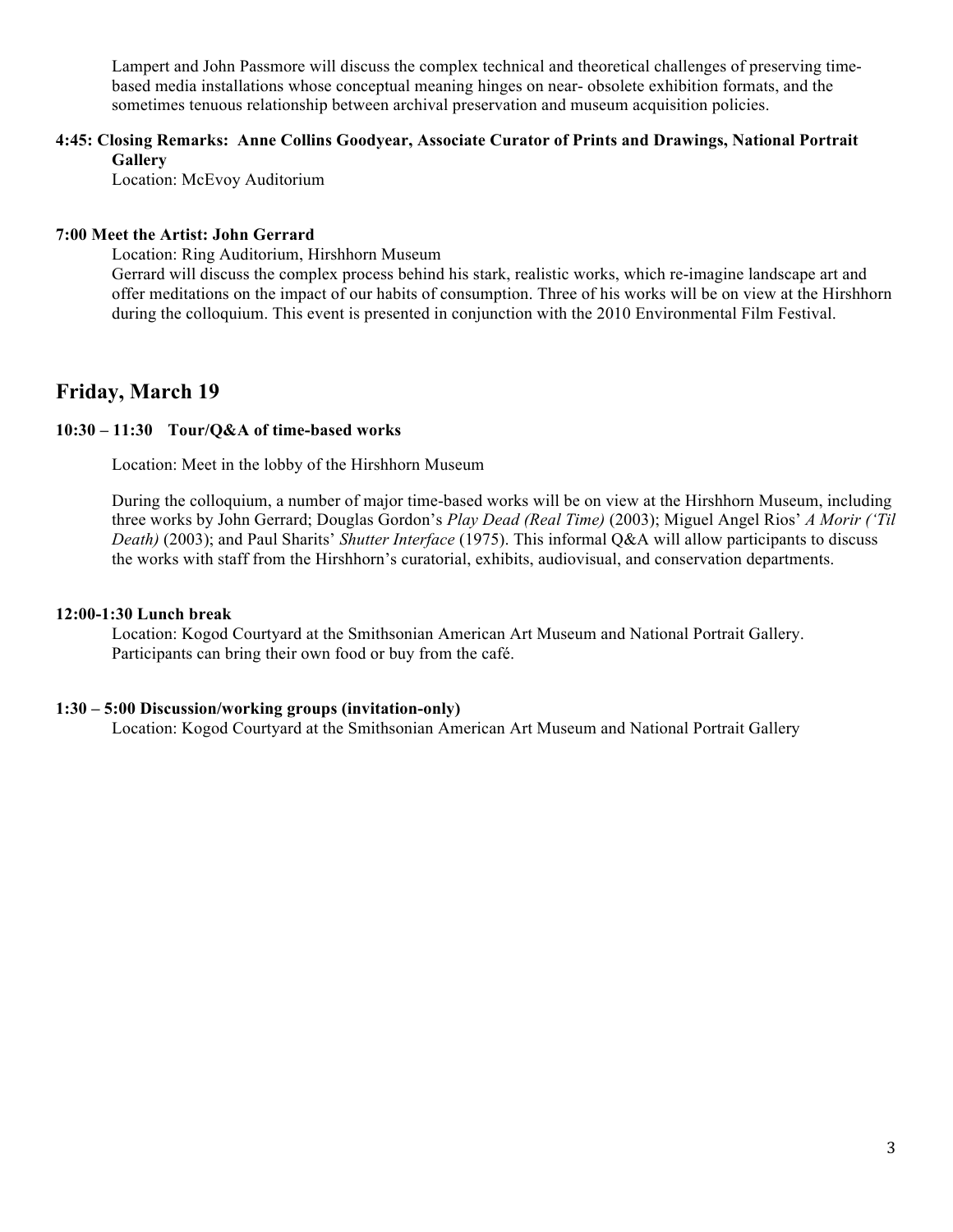Lampert and John Passmore will discuss the complex technical and theoretical challenges of preserving time-based media installations whose conceptual meaning hinges on near- obsolete exhibition formats, and the sometimes tenuous relationship between archival preservation and museum acquisition policies.

**4:45: Closing Remarks: Anne Collins Goodyear, Associate Curator of Prints and Drawings, National Portrait Gallery**

Location: McEvoy Auditorium

**7:00 Meet the Artist: John Gerrard**

Location: Ring Auditorium, Hirshhorn Museum

Gerrard will discuss the complex process behind his stark, realistic works, which re-imagine landscape art and offer meditations on the impact of our habits of consumption. Three of his works will be on view at the Hirshhorn during the colloquium. This event is presented in conjunction with the 2010 Environmental Film Festival.

## Friday, March 19

**10:30 – 11:30 Tour/Q&A of time-based works**

Location: Meet in the lobby of the Hirshhorn Museum

During the colloquium, a number of major time-based works will be on view at the Hirshhorn Museum, including three works by John Gerrard; Douglas Gordon's *Play Dead (Real Time)* (2003); Miguel Angel Rios' *A Morir ('Til Death)* (2003); and Paul Sharits' *Shutter Interface* (1975). This informal Q&A will allow participants to discuss the works with staff from the Hirshhorn's curatorial, exhibits, audiovisual, and conservation departments.

**12:00-1:30 Lunch break**

Location: Kogod Courtyard at the Smithsonian American Art Museum and National Portrait Gallery. Participants can bring their own food or buy from the café.

**1:30 – 5:00 Discussion/working groups (invitation-only)**

Location: Kogod Courtyard at the Smithsonian American Art Museum and National Portrait Gallery